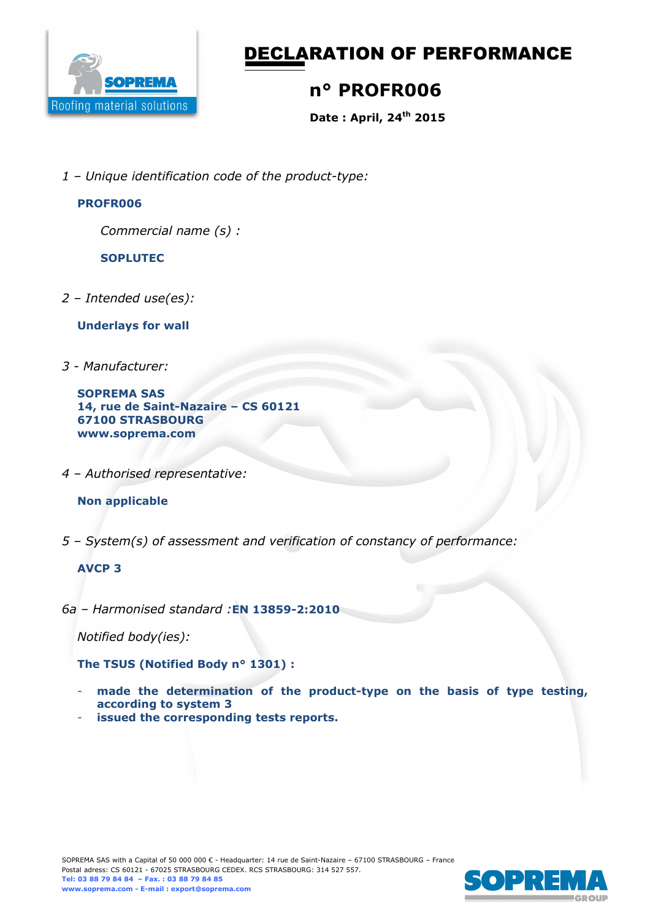# DECLARATION OF PERFORMANCE

## n° PROFR006

**Date : April, 24th 2015**

*1 – Unique identification code of the product-type:*

**PROFR006**

*Commercial name (s) :*

**SOPLUTEC**

*2 – Intended use(es):*

**Underlays for wall**

*3 - Manufacturer:*

**SOPREMA SAS**
**14, rue de Saint-Nazaire – CS 60121**
**67100 STRASBOURG**
**www.soprema.com**

*4 – Authorised representative:*

**Non applicable**

*5 – System(s) of assessment and verification of constancy of performance:*

**AVCP 3**

*6a – Harmonised standard :* **EN 13859-2:2010**

*Notified body(ies):*

**The TSUS (Notified Body n° 1301) :**

- **made the determination of the product-type on the basis of type testing, according to system 3**
- **issued the corresponding tests reports.**

SOPREMA SAS with a Capital of 50 000 000 € - Headquarter: 14 rue de Saint-Nazaire – 67100 STRASBOURG – France
Postal adress: CS 60121 - 67025 STRASBOURG CEDEX. RCS STRASBOURG: 314 527 557.
**Tel: 03 88 79 84 84 – Fax. : 03 88 79 84 85**
**www.soprema.com - E-mail : export@soprema.com**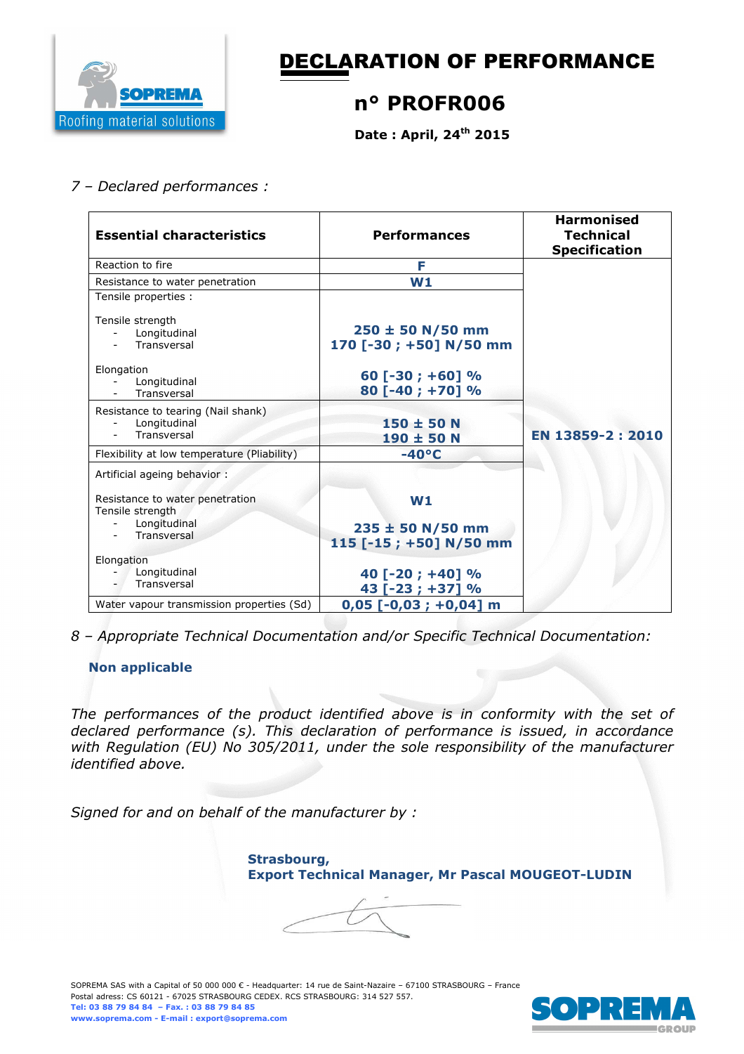# DECLARATION OF PERFORMANCE

## n° PROFR006

**Date : April, 24th 2015**

*7 – Declared performances :*

| Essential characteristics | Performances | Harmonised Technical Specification |
|---|---|---|
| Reaction to fire | **F** | **EN 13859-2 : 2010** |
| Resistance to water penetration | **W1** | |
| Tensile properties :<br><br>Tensile strength<br>- Longitudinal<br>- Transversal<br><br>Elongation<br>- Longitudinal<br>- Transversal | <br><br><br>**250 ± 50 N/50 mm**<br>**170 [-30 ; +50] N/50 mm**<br><br>**60 [-30 ; +60] %**<br>**80 [-40 ; +70] %** | |
| Resistance to tearing (Nail shank)<br>- Longitudinal<br>- Transversal | **150 ± 50 N**<br>**190 ± 50 N** | |
| Flexibility at low temperature (Pliability) | **-40°C** | |
| Artificial ageing behavior :<br><br>Resistance to water penetration<br>Tensile strength<br>- Longitudinal<br>- Transversal<br><br>Elongation<br>- Longitudinal<br>- Transversal | <br><br>**W1**<br><br>**235 ± 50 N/50 mm**<br>**115 [-15 ; +50] N/50 mm**<br><br>**40 [-20 ; +40] %**<br>**43 [-23 ; +37] %** | |
| Water vapour transmission properties (Sd) | **0,05 [-0,03 ; +0,04] m** | |

*8 – Appropriate Technical Documentation and/or Specific Technical Documentation:*

**Non applicable**

*The performances of the product identified above is in conformity with the set of declared performance (s). This declaration of performance is issued, in accordance with Regulation (EU) No 305/2011, under the sole responsibility of the manufacturer identified above.*

*Signed for and on behalf of the manufacturer by :*

**Strasbourg,**
**Export Technical Manager, Mr Pascal MOUGEOT-LUDIN**

SOPREMA SAS with a Capital of 50 000 000 € - Headquarter: 14 rue de Saint-Nazaire – 67100 STRASBOURG – France
Postal adress: CS 60121 - 67025 STRASBOURG CEDEX. RCS STRASBOURG: 314 527 557.
**Tel: 03 88 79 84 84 – Fax. : 03 88 79 84 85**
**www.soprema.com - E-mail : export@soprema.com**